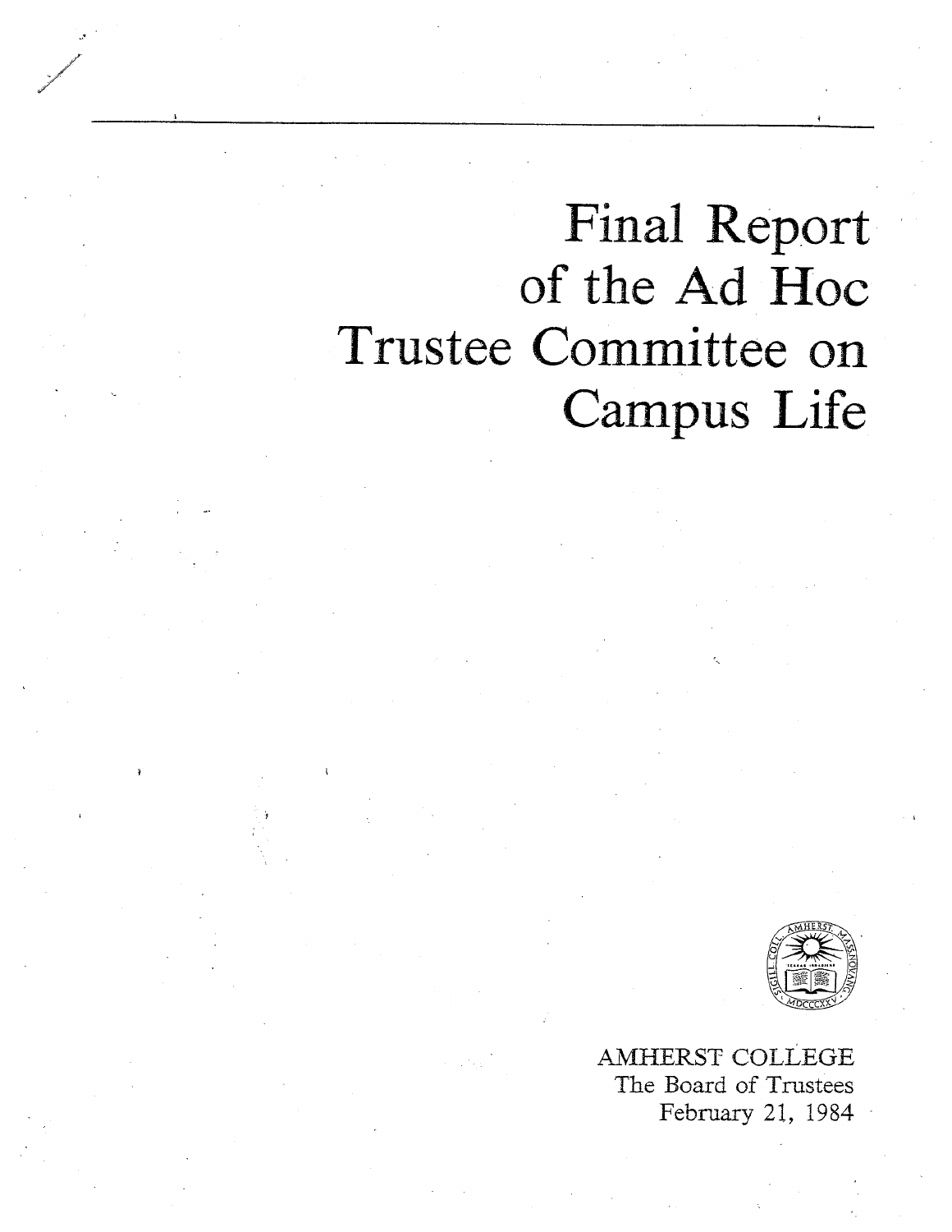# Final Report of the Ad Hoc Trustee Committee on Campus Life

AMHERST COLLEGE
The Board of Trustees
February 21, 1984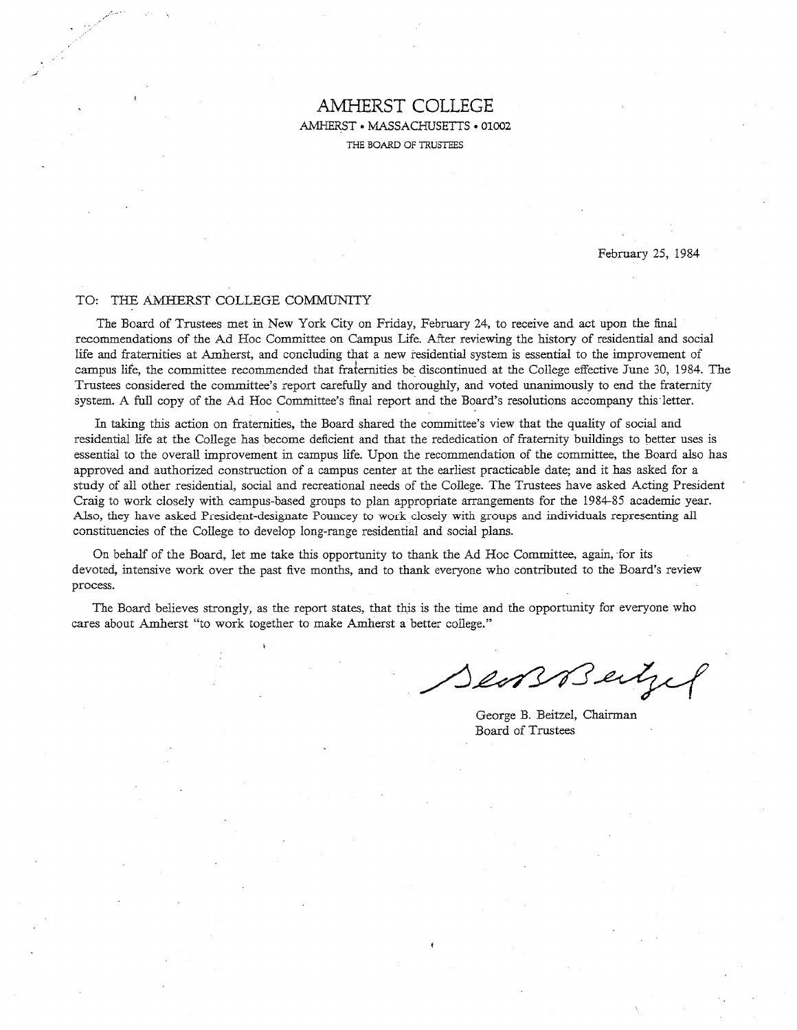# AMHERST COLLEGE

AMHERST • MASSACHUSETTS • 01002

THE BOARD OF TRUSTEES

February 25, 1984

TO: THE AMHERST COLLEGE COMMUNITY

The Board of Trustees met in New York City on Friday, February 24, to receive and act upon the final recommendations of the Ad Hoc Committee on Campus Life. After reviewing the history of residential and social life and fraternities at Amherst, and concluding that a new residential system is essential to the improvement of campus life, the committee recommended that fraternities be discontinued at the College effective June 30, 1984. The Trustees considered the committee's report carefully and thoroughly, and voted unanimously to end the fraternity system. A full copy of the Ad Hoc Committee's final report and the Board's resolutions accompany this letter.

In taking this action on fraternities, the Board shared the committee's view that the quality of social and residential life at the College has become deficient and that the rededication of fraternity buildings to better uses is essential to the overall improvement in campus life. Upon the recommendation of the committee, the Board also has approved and authorized construction of a campus center at the earliest practicable date; and it has asked for a study of all other residential, social and recreational needs of the College. The Trustees have asked Acting President Craig to work closely with campus-based groups to plan appropriate arrangements for the 1984-85 academic year. Also, they have asked President-designate Pouncey to work closely with groups and individuals representing all constituencies of the College to develop long-range residential and social plans.

On behalf of the Board, let me take this opportunity to thank the Ad Hoc Committee, again, for its devoted, intensive work over the past five months, and to thank everyone who contributed to the Board's review process.

The Board believes strongly, as the report states, that this is the time and the opportunity for everyone who cares about Amherst "to work together to make Amherst a better college."

George B. Beitzel, Chairman
Board of Trustees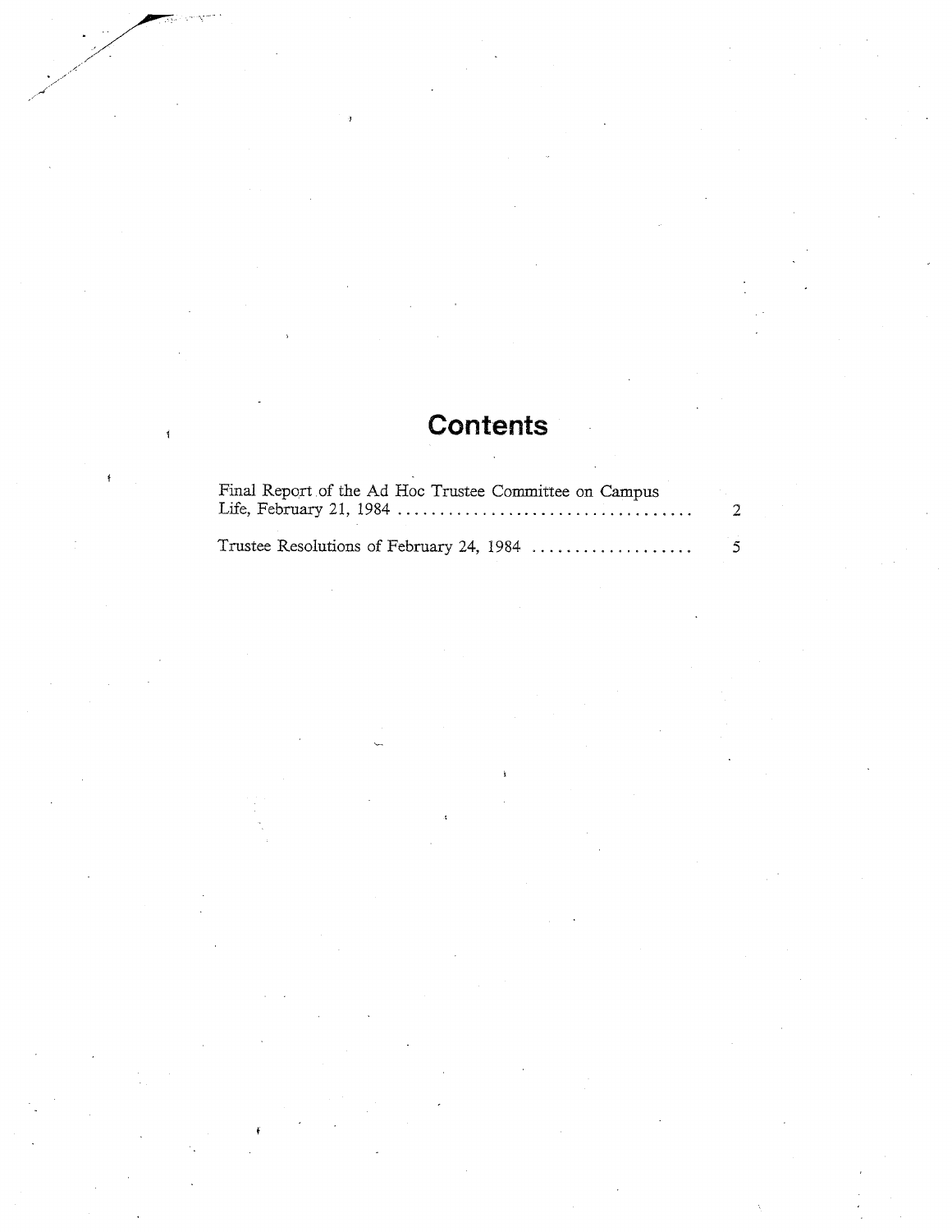# Contents

| | |
|---|---|
| Final Report of the Ad Hoc Trustee Committee on Campus Life, February 21, 1984 | 2 |
| Trustee Resolutions of February 24, 1984 | 5 |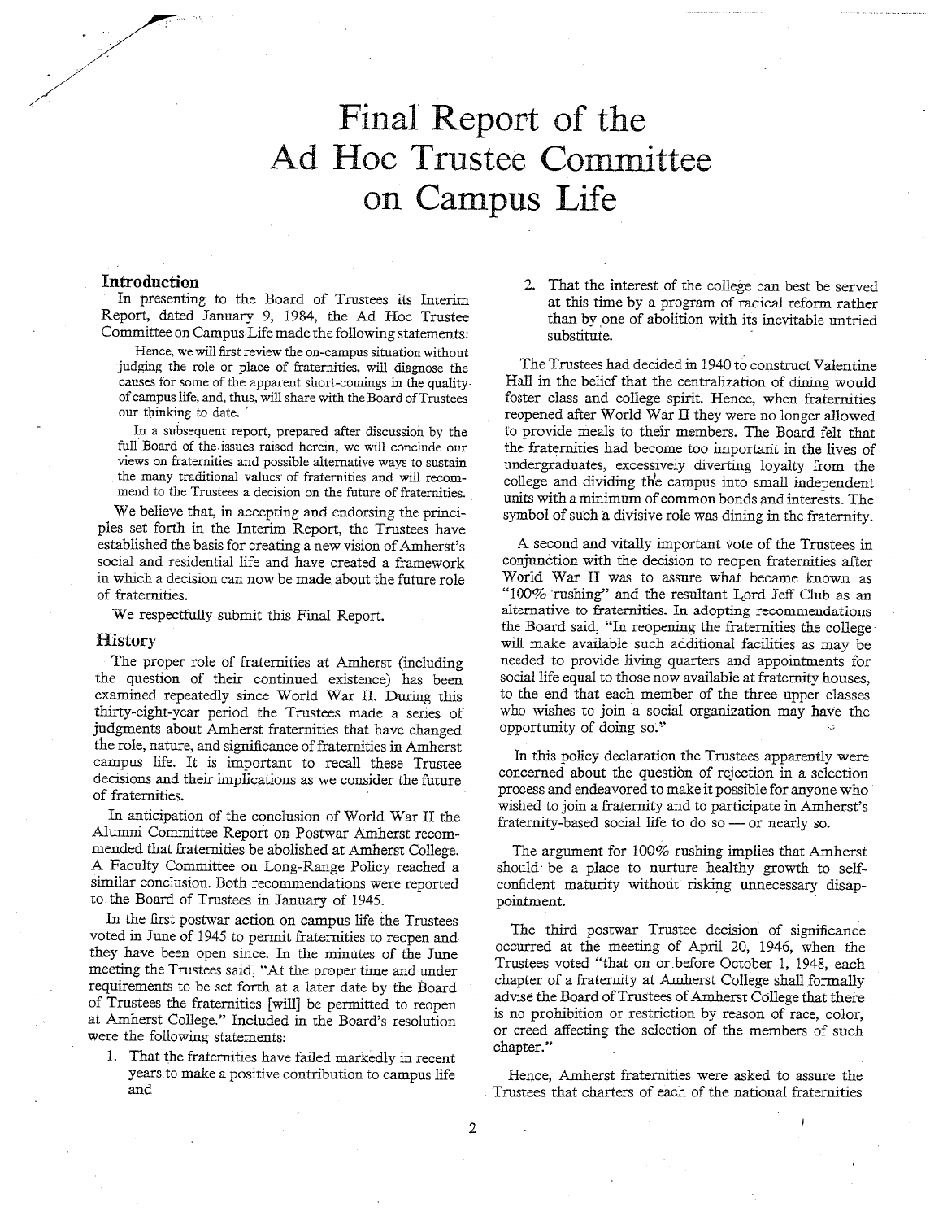# Final Report of the Ad Hoc Trustee Committee on Campus Life

## Introduction

In presenting to the Board of Trustees its Interim Report, dated January 9, 1984, the Ad Hoc Trustee Committee on Campus Life made the following statements:

> Hence, we will first review the on-campus situation without judging the role or place of fraternities, will diagnose the causes for some of the apparent short-comings in the quality of campus life, and, thus, will share with the Board of Trustees our thinking to date.
>
> In a subsequent report, prepared after discussion by the full Board of the issues raised herein, we will conclude our views on fraternities and possible alternative ways to sustain the many traditional values of fraternities and will recommend to the Trustees a decision on the future of fraternities.

We believe that, in accepting and endorsing the principles set forth in the Interim Report, the Trustees have established the basis for creating a new vision of Amherst's social and residential life and have created a framework in which a decision can now be made about the future role of fraternities.

We respectfully submit this Final Report.

## History

The proper role of fraternities at Amherst (including the question of their continued existence) has been examined repeatedly since World War II. During this thirty-eight-year period the Trustees made a series of judgments about Amherst fraternities that have changed the role, nature, and significance of fraternities in Amherst campus life. It is important to recall these Trustee decisions and their implications as we consider the future of fraternities.

In anticipation of the conclusion of World War II the Alumni Committee Report on Postwar Amherst recommended that fraternities be abolished at Amherst College. A Faculty Committee on Long-Range Policy reached a similar conclusion. Both recommendations were reported to the Board of Trustees in January of 1945.

In the first postwar action on campus life the Trustees voted in June of 1945 to permit fraternities to reopen and they have been open since. In the minutes of the June meeting the Trustees said, "At the proper time and under requirements to be set forth at a later date by the Board of Trustees the fraternities [will] be permitted to reopen at Amherst College." Included in the Board's resolution were the following statements:

1. That the fraternities have failed markedly in recent years to make a positive contribution to campus life and
2. That the interest of the college can best be served at this time by a program of radical reform rather than by one of abolition with its inevitable untried substitute.

The Trustees had decided in 1940 to construct Valentine Hall in the belief that the centralization of dining would foster class and college spirit. Hence, when fraternities reopened after World War II they were no longer allowed to provide meals to their members. The Board felt that the fraternities had become too important in the lives of undergraduates, excessively diverting loyalty from the college and dividing the campus into small independent units with a minimum of common bonds and interests. The symbol of such a divisive role was dining in the fraternity.

A second and vitally important vote of the Trustees in conjunction with the decision to reopen fraternities after World War II was to assure what became known as "100% rushing" and the resultant Lord Jeff Club as an alternative to fraternities. In adopting recommendations the Board said, "In reopening the fraternities the college will make available such additional facilities as may be needed to provide living quarters and appointments for social life equal to those now available at fraternity houses, to the end that each member of the three upper classes who wishes to join a social organization may have the opportunity of doing so."

In this policy declaration the Trustees apparently were concerned about the question of rejection in a selection process and endeavored to make it possible for anyone who wished to join a fraternity and to participate in Amherst's fraternity-based social life to do so — or nearly so.

The argument for 100% rushing implies that Amherst should be a place to nurture healthy growth to self-confident maturity without risking unnecessary disappointment.

The third postwar Trustee decision of significance occurred at the meeting of April 20, 1946, when the Trustees voted "that on or before October 1, 1948, each chapter of a fraternity at Amherst College shall formally advise the Board of Trustees of Amherst College that there is no prohibition or restriction by reason of race, color, or creed affecting the selection of the members of such chapter."

Hence, Amherst fraternities were asked to assure the Trustees that charters of each of the national fraternities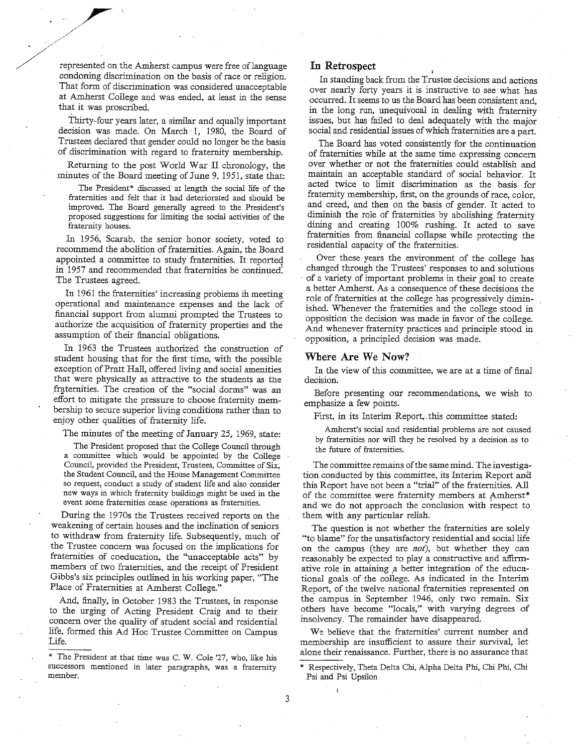represented on the Amherst campus were free of language condoning discrimination on the basis of race or religion. That form of discrimination was considered unacceptable at Amherst College and was ended, at least in the sense that it was proscribed.

Thirty-four years later, a similar and equally important decision was made. On March 1, 1980, the Board of Trustees declared that gender could no longer be the basis of discrimination with regard to fraternity membership.

Returning to the post World War II chronology, the minutes of the Board meeting of June 9, 1951, state that:

> The President* discussed at length the social life of the fraternities and felt that it had deteriorated and should be improved. The Board generally agreed to the President's proposed suggestions for limiting the social activities of the fraternity houses.

In 1956, Scarab, the senior honor society, voted to recommend the abolition of fraternities. Again, the Board appointed a committee to study fraternities. It reported in 1957 and recommended that fraternities be continued. The Trustees agreed.

In 1961 the fraternities' increasing problems in meeting operational and maintenance expenses and the lack of financial support from alumni prompted the Trustees to authorize the acquisition of fraternity properties and the assumption of their financial obligations.

In 1963 the Trustees authorized the construction of student housing that for the first time, with the possible exception of Pratt Hall, offered living and social amenities that were physically as attractive to the students as the fraternities. The creation of the "social dorms" was an effort to mitigate the pressure to choose fraternity membership to secure superior living conditions rather than to enjoy other qualities of fraternity life.

The minutes of the meeting of January 25, 1969, state:

> The President proposed that the College Council through a committee which would be appointed by the College Council, provided the President, Trustees, Committee of Six, the Student Council, and the House Management Committee so request, conduct a study of student life and also consider new ways in which fraternity buildings might be used in the event some fraternities cease operations as fraternities.

During the 1970s the Trustees received reports on the weakening of certain houses and the inclination of seniors to withdraw from fraternity life. Subsequently, much of the Trustee concern was focused on the implications for fraternities of coeducation, the "unacceptable acts" by members of two fraternities, and the receipt of President Gibbs's six principles outlined in his working paper, "The Place of Fraternities at Amherst College."

And, finally, in October 1983 the Trustees, in response to the urging of Acting President Craig and to their concern over the quality of student social and residential life, formed this Ad Hoc Trustee Committee on Campus Life.

\* The President at that time was C. W. Cole '27, who, like his successors mentioned in later paragraphs, was a fraternity member.

## In Retrospect

In standing back from the Trustee decisions and actions over nearly forty years it is instructive to see what has occurred. It seems to us the Board has been consistent and, in the long run, unequivocal in dealing with fraternity issues, but has failed to deal adequately with the major social and residential issues of which fraternities are a part.

The Board has voted consistently for the continuation of fraternities while at the same time expressing concern over whether or not the fraternities could establish and maintain an acceptable standard of social behavior. It acted twice to limit discrimination as the basis for fraternity membership, first, on the grounds of race, color, and creed, and then on the basis of gender. It acted to diminish the role of fraternities by abolishing fraternity dining and creating 100% rushing. It acted to save fraternities from financial collapse while protecting the residential capacity of the fraternities.

Over these years the environment of the college has changed through the Trustees' responses to and solutions of a variety of important problems in their goal to create a better Amherst. As a consequence of these decisions the role of fraternities at the college has progressively diminished. Whenever the fraternities and the college stood in opposition the decision was made in favor of the college. And whenever fraternity practices and principle stood in opposition, a principled decision was made.

## Where Are We Now?

In the view of this committee, we are at a time of final decision.

Before presenting our recommendations, we wish to emphasize a few points.

First, in its Interim Report, this committee stated:

> Amherst's social and residential problems are not caused by fraternities nor will they be resolved by a decision as to the future of fraternities.

The committee remains of the same mind. The investigation conducted by this committee, its Interim Report and this Report have not been a "trial" of the fraternities. All of the committee were fraternity members at Amherst\* and we do not approach the conclusion with respect to them with any particular relish.

The question is not whether the fraternities are solely "to blame" for the unsatisfactory residential and social life on the campus (they are *not*), but whether they can reasonably be expected to play a constructive and affirmative role in attaining a better integration of the educational goals of the college. As indicated in the Interim Report, of the twelve national fraternities represented on the campus in September 1946, only two remain. Six others have become "locals," with varying degrees of insolvency. The remainder have disappeared.

We believe that the fraternities' current number and membership are insufficient to assure their survival, let alone their renaissance. Further, there is no assurance that

\* Respectively, Theta Delta Chi, Alpha Delta Phi, Chi Phi, Chi Psi and Psi Upsilon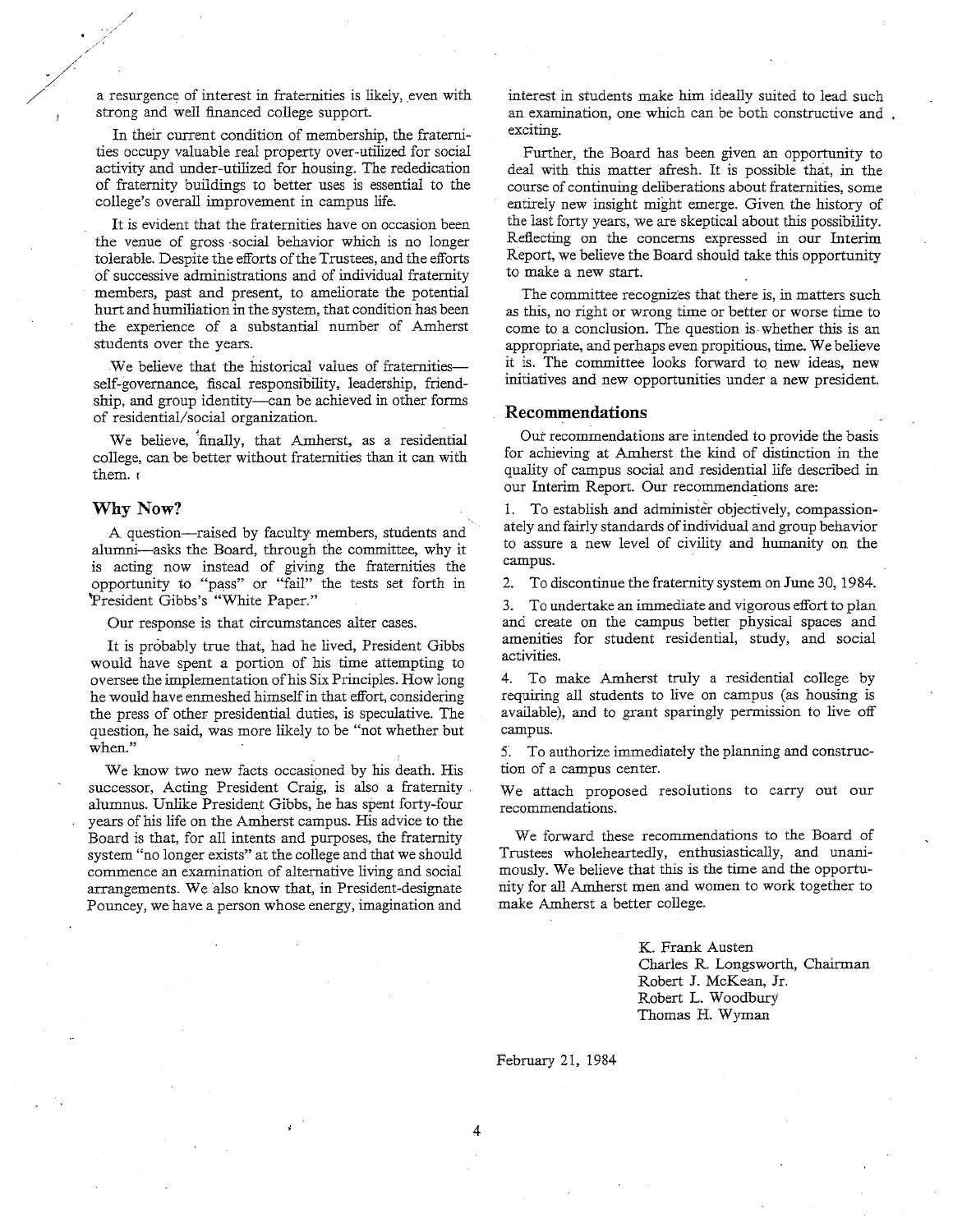a resurgence of interest in fraternities is likely, even with strong and well financed college support.

In their current condition of membership, the fraternities occupy valuable real property over-utilized for social activity and under-utilized for housing. The rededication of fraternity buildings to better uses is essential to the college's overall improvement in campus life.

It is evident that the fraternities have on occasion been the venue of gross social behavior which is no longer tolerable. Despite the efforts of the Trustees, and the efforts of successive administrations and of individual fraternity members, past and present, to ameliorate the potential hurt and humiliation in the system, that condition has been the experience of a substantial number of Amherst students over the years.

We believe that the historical values of fraternities—self-governance, fiscal responsibility, leadership, friendship, and group identity—can be achieved in other forms of residential/social organization.

We believe, finally, that Amherst, as a residential college, can be better without fraternities than it can with them.

## Why Now?

A question—raised by faculty members, students and alumni—asks the Board, through the committee, why it is acting now instead of giving the fraternities the opportunity to "pass" or "fail" the tests set forth in President Gibbs's "White Paper."

Our response is that circumstances alter cases.

It is probably true that, had he lived, President Gibbs would have spent a portion of his time attempting to oversee the implementation of his Six Principles. How long he would have enmeshed himself in that effort, considering the press of other presidential duties, is speculative. The question, he said, was more likely to be "not whether but when."

We know two new facts occasioned by his death. His successor, Acting President Craig, is also a fraternity alumnus. Unlike President Gibbs, he has spent forty-four years of his life on the Amherst campus. His advice to the Board is that, for all intents and purposes, the fraternity system "no longer exists" at the college and that we should commence an examination of alternative living and social arrangements. We also know that, in President-designate Pouncey, we have a person whose energy, imagination and interest in students make him ideally suited to lead such an examination, one which can be both constructive and exciting.

Further, the Board has been given an opportunity to deal with this matter afresh. It is possible that, in the course of continuing deliberations about fraternities, some entirely new insight might emerge. Given the history of the last forty years, we are skeptical about this possibility. Reflecting on the concerns expressed in our Interim Report, we believe the Board should take this opportunity to make a new start.

The committee recognizes that there is, in matters such as this, no right or wrong time or better or worse time to come to a conclusion. The question is whether this is an appropriate, and perhaps even propitious, time. We believe it is. The committee looks forward to new ideas, new initiatives and new opportunities under a new president.

## Recommendations

Our recommendations are intended to provide the basis for achieving at Amherst the kind of distinction in the quality of campus social and residential life described in our Interim Report. Our recommendations are:

1. To establish and administer objectively, compassionately and fairly standards of individual and group behavior to assure a new level of civility and humanity on the campus.
2. To discontinue the fraternity system on June 30, 1984.
3. To undertake an immediate and vigorous effort to plan and create on the campus better physical spaces and amenities for student residential, study, and social activities.
4. To make Amherst truly a residential college by requiring all students to live on campus (as housing is available), and to grant sparingly permission to live off campus.
5. To authorize immediately the planning and construction of a campus center.

We attach proposed resolutions to carry out our recommendations.

We forward these recommendations to the Board of Trustees wholeheartedly, enthusiastically, and unanimously. We believe that this is the time and the opportunity for all Amherst men and women to work together to make Amherst a better college.

K. Frank Austen
Charles R. Longsworth, Chairman
Robert J. McKean, Jr.
Robert L. Woodbury
Thomas H. Wyman

February 21, 1984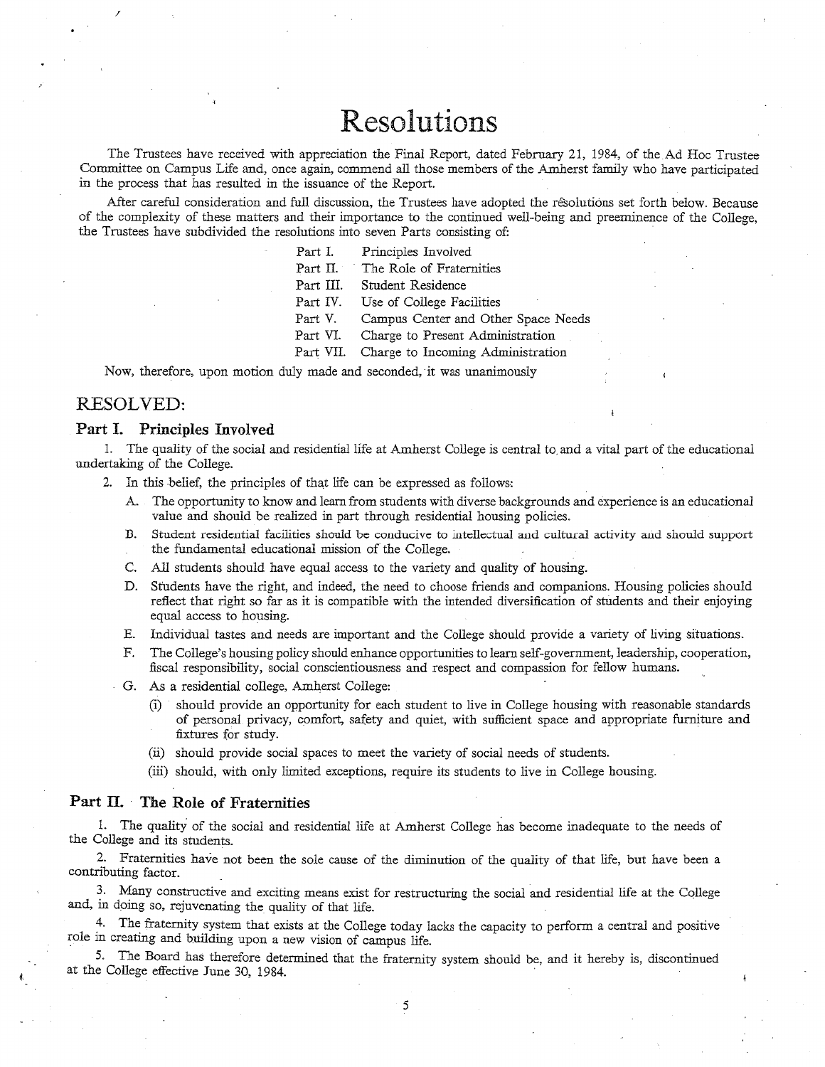# Resolutions

The Trustees have received with appreciation the Final Report, dated February 21, 1984, of the Ad Hoc Trustee Committee on Campus Life and, once again, commend all those members of the Amherst family who have participated in the process that has resulted in the issuance of the Report.

After careful consideration and full discussion, the Trustees have adopted the resolutions set forth below. Because of the complexity of these matters and their importance to the continued well-being and preeminence of the College, the Trustees have subdivided the resolutions into seven Parts consisting of:

- Part I. Principles Involved
- Part II. The Role of Fraternities
- Part III. Student Residence
- Part IV. Use of College Facilities
- Part V. Campus Center and Other Space Needs
- Part VI. Charge to Present Administration
- Part VII. Charge to Incoming Administration

Now, therefore, upon motion duly made and seconded, it was unanimously

## RESOLVED:

### Part I. Principles Involved

1. The quality of the social and residential life at Amherst College is central to and a vital part of the educational undertaking of the College.

2. In this belief, the principles of that life can be expressed as follows:

   A. The opportunity to know and learn from students with diverse backgrounds and experience is an educational value and should be realized in part through residential housing policies.

   B. Student residential facilities should be conducive to intellectual and cultural activity and should support the fundamental educational mission of the College.

   C. All students should have equal access to the variety and quality of housing.

   D. Students have the right, and indeed, the need to choose friends and companions. Housing policies should reflect that right so far as it is compatible with the intended diversification of students and their enjoying equal access to housing.

   E. Individual tastes and needs are important and the College should provide a variety of living situations.

   F. The College's housing policy should enhance opportunities to learn self-government, leadership, cooperation, fiscal responsibility, social conscientiousness and respect and compassion for fellow humans.

   G. As a residential college, Amherst College:

      (i) should provide an opportunity for each student to live in College housing with reasonable standards of personal privacy, comfort, safety and quiet, with sufficient space and appropriate furniture and fixtures for study.

      (ii) should provide social spaces to meet the variety of social needs of students.

      (iii) should, with only limited exceptions, require its students to live in College housing.

### Part II. The Role of Fraternities

1. The quality of the social and residential life at Amherst College has become inadequate to the needs of the College and its students.

2. Fraternities have not been the sole cause of the diminution of the quality of that life, but have been a contributing factor.

3. Many constructive and exciting means exist for restructuring the social and residential life at the College and, in doing so, rejuvenating the quality of that life.

4. The fraternity system that exists at the College today lacks the capacity to perform a central and positive role in creating and building upon a new vision of campus life.

5. The Board has therefore determined that the fraternity system should be, and it hereby is, discontinued at the College effective June 30, 1984.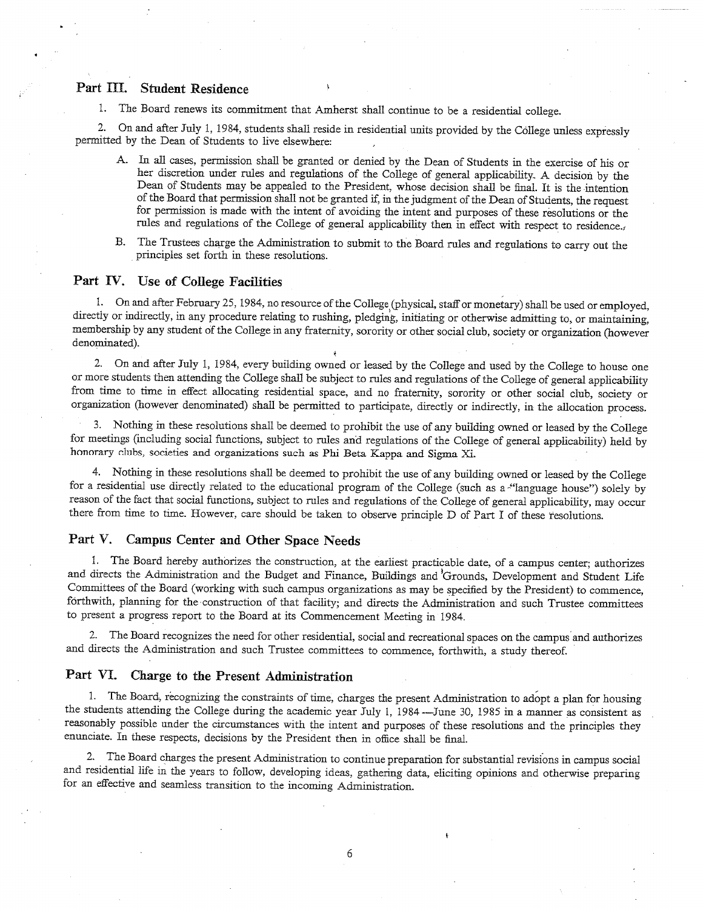## Part III. Student Residence

1. The Board renews its commitment that Amherst shall continue to be a residential college.

2. On and after July 1, 1984, students shall reside in residential units provided by the College unless expressly permitted by the Dean of Students to live elsewhere:

   A. In all cases, permission shall be granted or denied by the Dean of Students in the exercise of his or her discretion under rules and regulations of the College of general applicability. A decision by the Dean of Students may be appealed to the President, whose decision shall be final. It is the intention of the Board that permission shall not be granted if, in the judgment of the Dean of Students, the request for permission is made with the intent of avoiding the intent and purposes of these resolutions or the rules and regulations of the College of general applicability then in effect with respect to residence.

   B. The Trustees charge the Administration to submit to the Board rules and regulations to carry out the principles set forth in these resolutions.

## Part IV. Use of College Facilities

1. On and after February 25, 1984, no resource of the College (physical, staff or monetary) shall be used or employed, directly or indirectly, in any procedure relating to rushing, pledging, initiating or otherwise admitting to, or maintaining, membership by any student of the College in any fraternity, sorority or other social club, society or organization (however denominated).

2. On and after July 1, 1984, every building owned or leased by the College and used by the College to house one or more students then attending the College shall be subject to rules and regulations of the College of general applicability from time to time in effect allocating residential space, and no fraternity, sorority or other social club, society or organization (however denominated) shall be permitted to participate, directly or indirectly, in the allocation process.

3. Nothing in these resolutions shall be deemed to prohibit the use of any building owned or leased by the College for meetings (including social functions, subject to rules and regulations of the College of general applicability) held by honorary clubs, societies and organizations such as Phi Beta Kappa and Sigma Xi.

4. Nothing in these resolutions shall be deemed to prohibit the use of any building owned or leased by the College for a residential use directly related to the educational program of the College (such as a "language house") solely by reason of the fact that social functions, subject to rules and regulations of the College of general applicability, may occur there from time to time. However, care should be taken to observe principle D of Part I of these resolutions.

## Part V. Campus Center and Other Space Needs

1. The Board hereby authorizes the construction, at the earliest practicable date, of a campus center; authorizes and directs the Administration and the Budget and Finance, Buildings and Grounds, Development and Student Life Committees of the Board (working with such campus organizations as may be specified by the President) to commence, forthwith, planning for the construction of that facility; and directs the Administration and such Trustee committees to present a progress report to the Board at its Commencement Meeting in 1984.

2. The Board recognizes the need for other residential, social and recreational spaces on the campus and authorizes and directs the Administration and such Trustee committees to commence, forthwith, a study thereof.

## Part VI. Charge to the Present Administration

1. The Board, recognizing the constraints of time, charges the present Administration to adopt a plan for housing the students attending the College during the academic year July 1, 1984—June 30, 1985 in a manner as consistent as reasonably possible under the circumstances with the intent and purposes of these resolutions and the principles they enunciate. In these respects, decisions by the President then in office shall be final.

2. The Board charges the present Administration to continue preparation for substantial revisions in campus social and residential life in the years to follow, developing ideas, gathering data, eliciting opinions and otherwise preparing for an effective and seamless transition to the incoming Administration.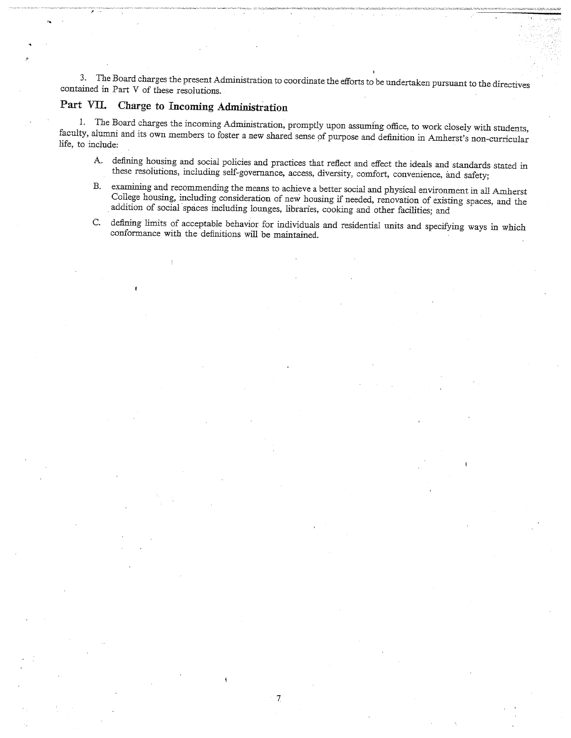3. The Board charges the present Administration to coordinate the efforts to be undertaken pursuant to the directives contained in Part V of these resolutions.

## Part VII. Charge to Incoming Administration

1. The Board charges the incoming Administration, promptly upon assuming office, to work closely with students, faculty, alumni and its own members to foster a new shared sense of purpose and definition in Amherst's non-curricular life, to include:

   A. defining housing and social policies and practices that reflect and effect the ideals and standards stated in these resolutions, including self-governance, access, diversity, comfort, convenience, and safety;

   B. examining and recommending the means to achieve a better social and physical environment in all Amherst College housing, including consideration of new housing if needed, renovation of existing spaces, and the addition of social spaces including lounges, libraries, cooking and other facilities; and

   C. defining limits of acceptable behavior for individuals and residential units and specifying ways in which conformance with the definitions will be maintained.